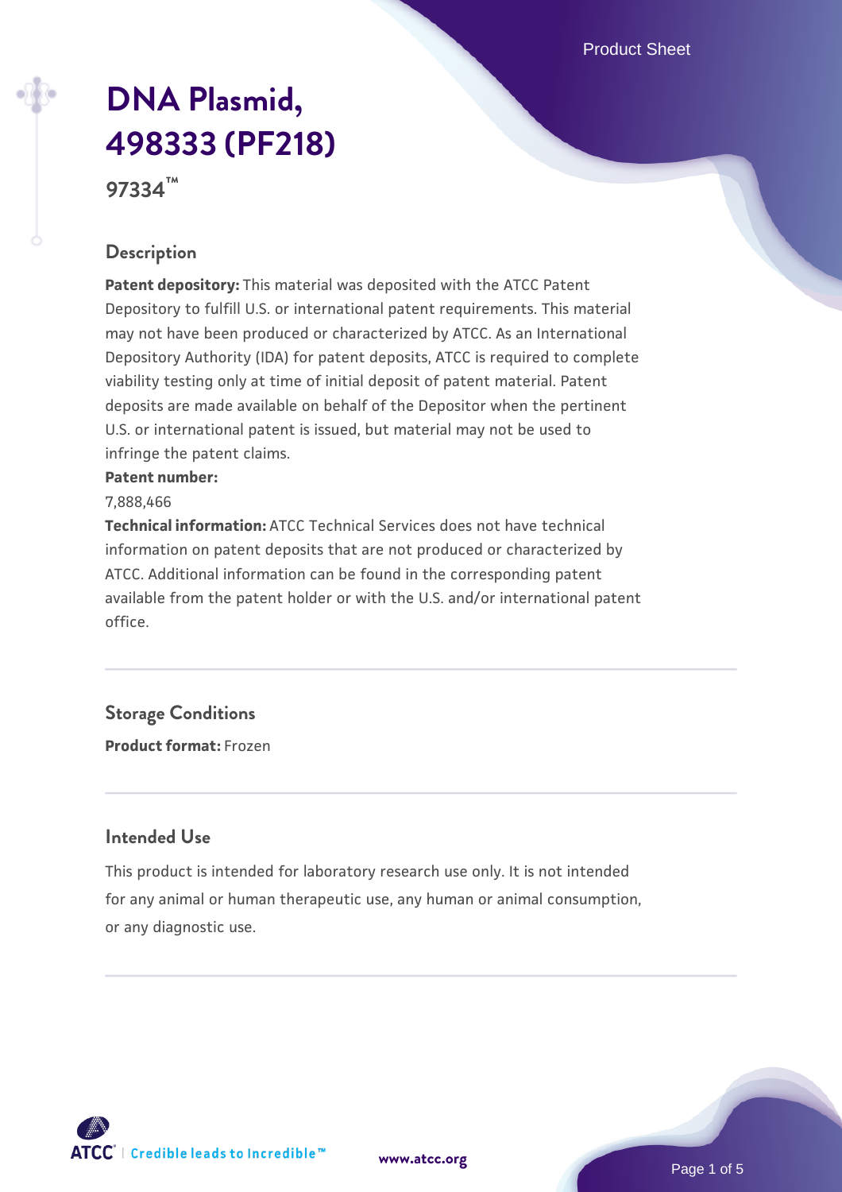# DNA Plasmid, 498333 (PF218)

**97334™**

## Description

**Patent depository:** This material was deposited with the ATCC Patent Depository to fulfill U.S. or international patent requirements. This material may not have been produced or characterized by ATCC. As an International Depository Authority (IDA) for patent deposits, ATCC is required to complete viability testing only at time of initial deposit of patent material. Patent deposits are made available on behalf of the Depositor when the pertinent U.S. or international patent is issued, but material may not be used to infringe the patent claims.

**Patent number:**

7,888,466

**Technical information:** ATCC Technical Services does not have technical information on patent deposits that are not produced or characterized by ATCC. Additional information can be found in the corresponding patent available from the patent holder or with the U.S. and/or international patent office.

## Storage Conditions

**Product format:** Frozen

## Intended Use

This product is intended for laboratory research use only. It is not intended for any animal or human therapeutic use, any human or animal consumption, or any diagnostic use.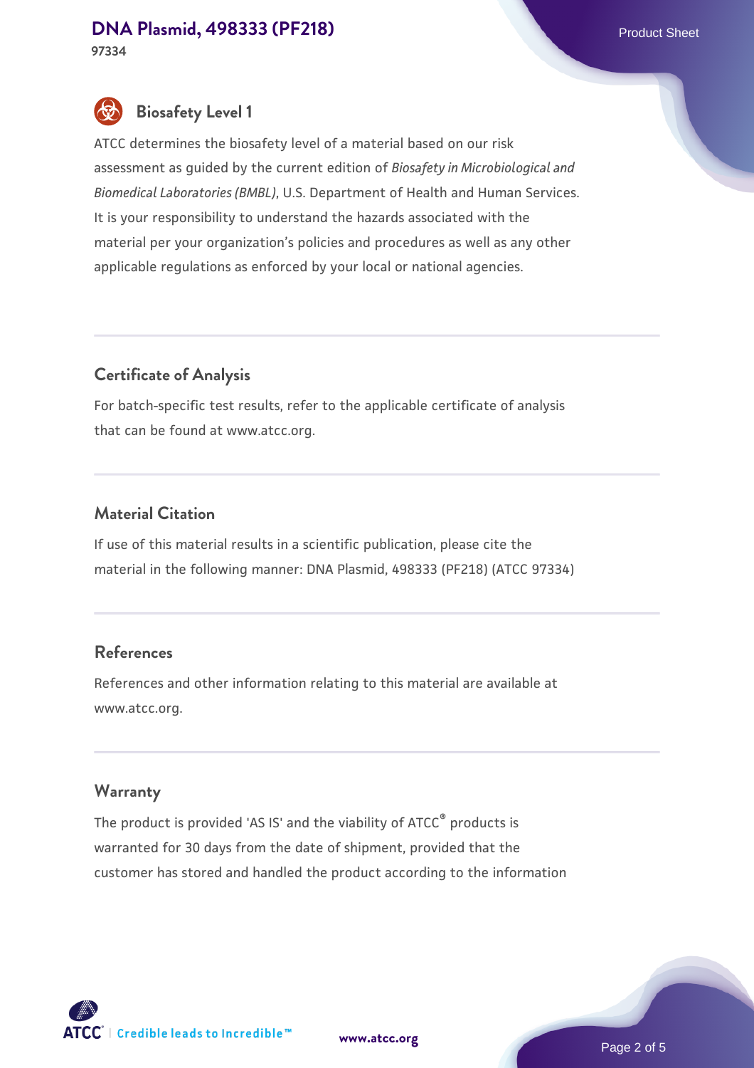## Biosafety Level 1

ATCC determines the biosafety level of a material based on our risk assessment as guided by the current edition of *Biosafety in Microbiological and Biomedical Laboratories (BMBL)*, U.S. Department of Health and Human Services. It is your responsibility to understand the hazards associated with the material per your organization's policies and procedures as well as any other applicable regulations as enforced by your local or national agencies.

## Certificate of Analysis

For batch-specific test results, refer to the applicable certificate of analysis that can be found at www.atcc.org.

## Material Citation

If use of this material results in a scientific publication, please cite the material in the following manner: DNA Plasmid, 498333 (PF218) (ATCC 97334)

## References

References and other information relating to this material are available at www.atcc.org.

## Warranty

The product is provided 'AS IS' and the viability of ATCC® products is warranted for 30 days from the date of shipment, provided that the customer has stored and handled the product according to the information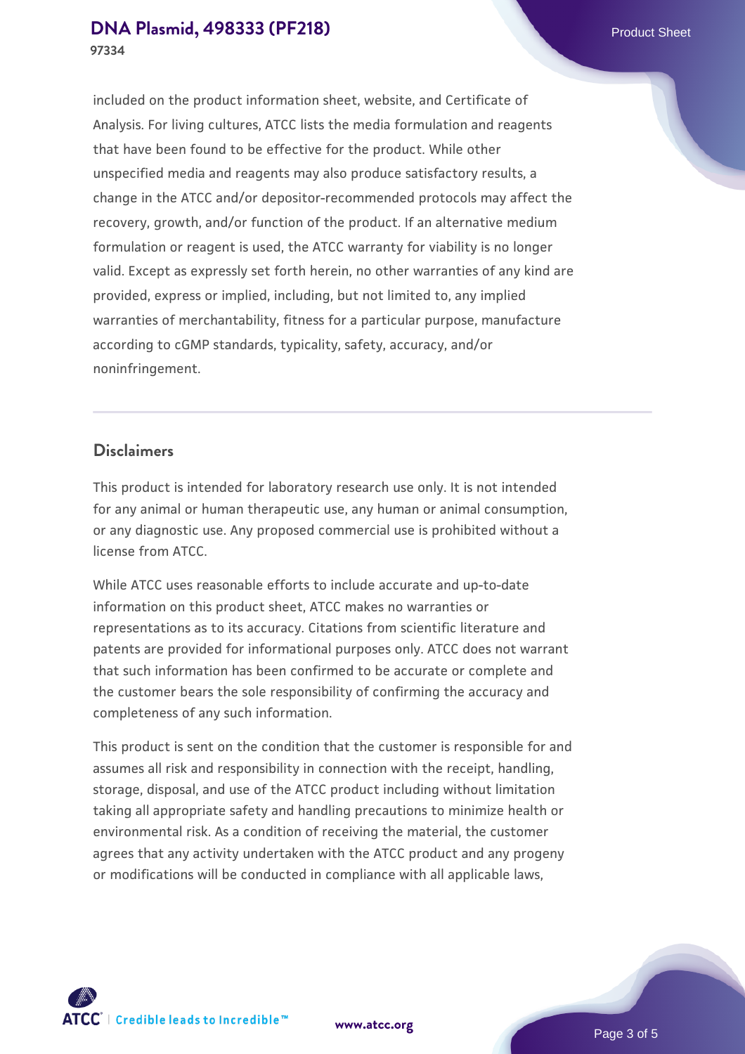included on the product information sheet, website, and Certificate of Analysis. For living cultures, ATCC lists the media formulation and reagents that have been found to be effective for the product. While other unspecified media and reagents may also produce satisfactory results, a change in the ATCC and/or depositor-recommended protocols may affect the recovery, growth, and/or function of the product. If an alternative medium formulation or reagent is used, the ATCC warranty for viability is no longer valid. Except as expressly set forth herein, no other warranties of any kind are provided, express or implied, including, but not limited to, any implied warranties of merchantability, fitness for a particular purpose, manufacture according to cGMP standards, typicality, safety, accuracy, and/or noninfringement.

## Disclaimers

This product is intended for laboratory research use only. It is not intended for any animal or human therapeutic use, any human or animal consumption, or any diagnostic use. Any proposed commercial use is prohibited without a license from ATCC.

While ATCC uses reasonable efforts to include accurate and up-to-date information on this product sheet, ATCC makes no warranties or representations as to its accuracy. Citations from scientific literature and patents are provided for informational purposes only. ATCC does not warrant that such information has been confirmed to be accurate or complete and the customer bears the sole responsibility of confirming the accuracy and completeness of any such information.

This product is sent on the condition that the customer is responsible for and assumes all risk and responsibility in connection with the receipt, handling, storage, disposal, and use of the ATCC product including without limitation taking all appropriate safety and handling precautions to minimize health or environmental risk. As a condition of receiving the material, the customer agrees that any activity undertaken with the ATCC product and any progeny or modifications will be conducted in compliance with all applicable laws,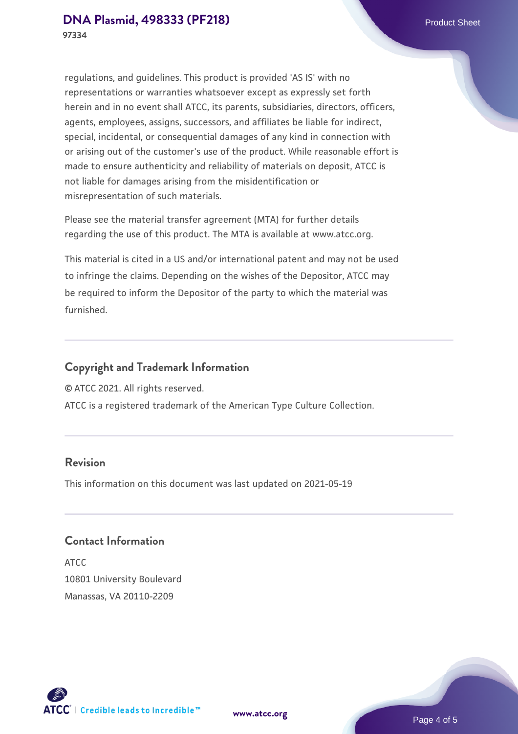regulations, and guidelines. This product is provided 'AS IS' with no representations or warranties whatsoever except as expressly set forth herein and in no event shall ATCC, its parents, subsidiaries, directors, officers, agents, employees, assigns, successors, and affiliates be liable for indirect, special, incidental, or consequential damages of any kind in connection with or arising out of the customer's use of the product. While reasonable effort is made to ensure authenticity and reliability of materials on deposit, ATCC is not liable for damages arising from the misidentification or misrepresentation of such materials.

Please see the material transfer agreement (MTA) for further details regarding the use of this product. The MTA is available at www.atcc.org.

This material is cited in a US and/or international patent and may not be used to infringe the claims. Depending on the wishes of the Depositor, ATCC may be required to inform the Depositor of the party to which the material was furnished.

## Copyright and Trademark Information

© ATCC 2021. All rights reserved.

ATCC is a registered trademark of the American Type Culture Collection.

## Revision

This information on this document was last updated on 2021-05-19

## Contact Information

ATCC
10801 University Boulevard
Manassas, VA 20110-2209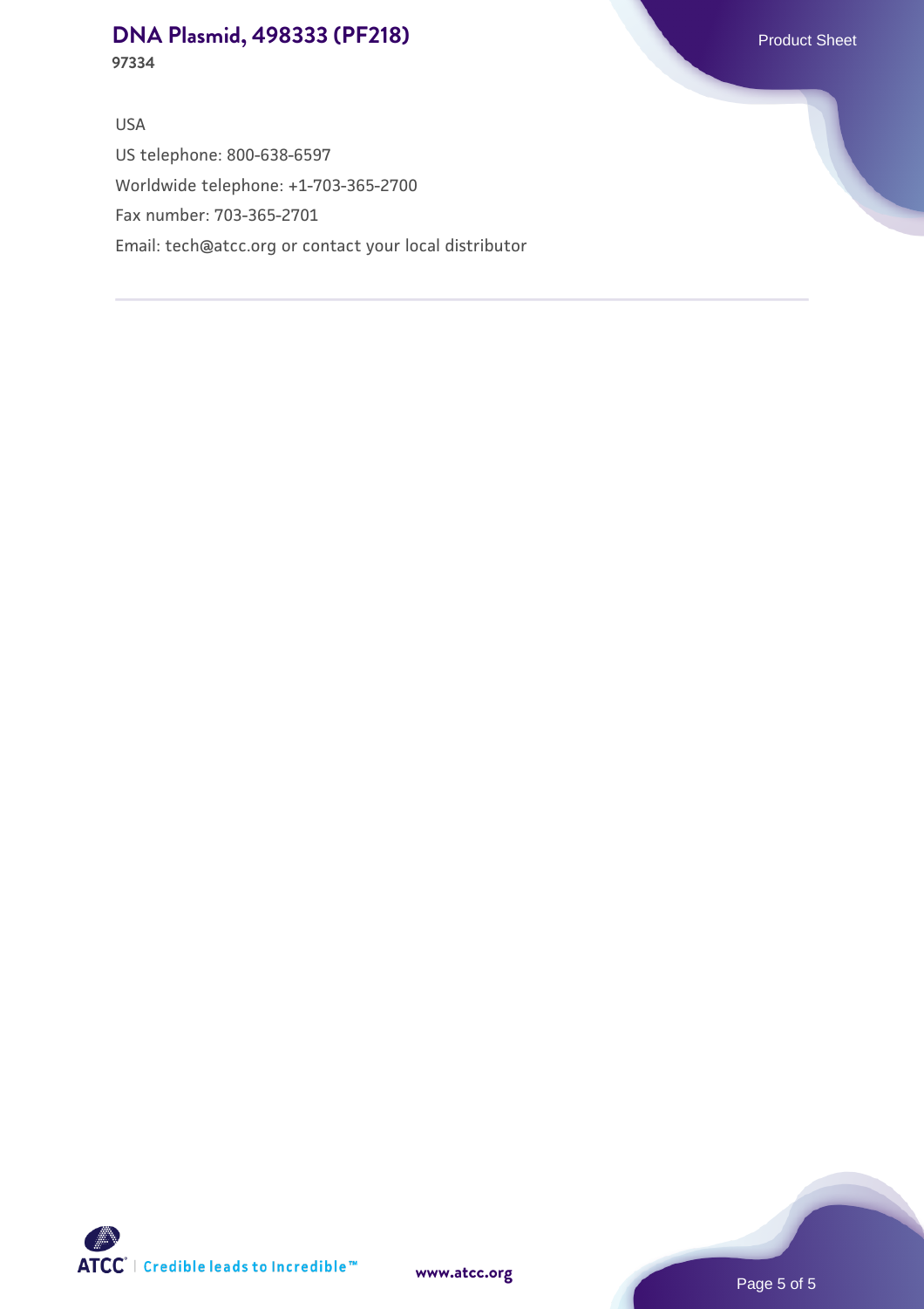USA

US telephone: 800-638-6597

Worldwide telephone: +1-703-365-2700

Fax number: 703-365-2701

Email: tech@atcc.org or contact your local distributor